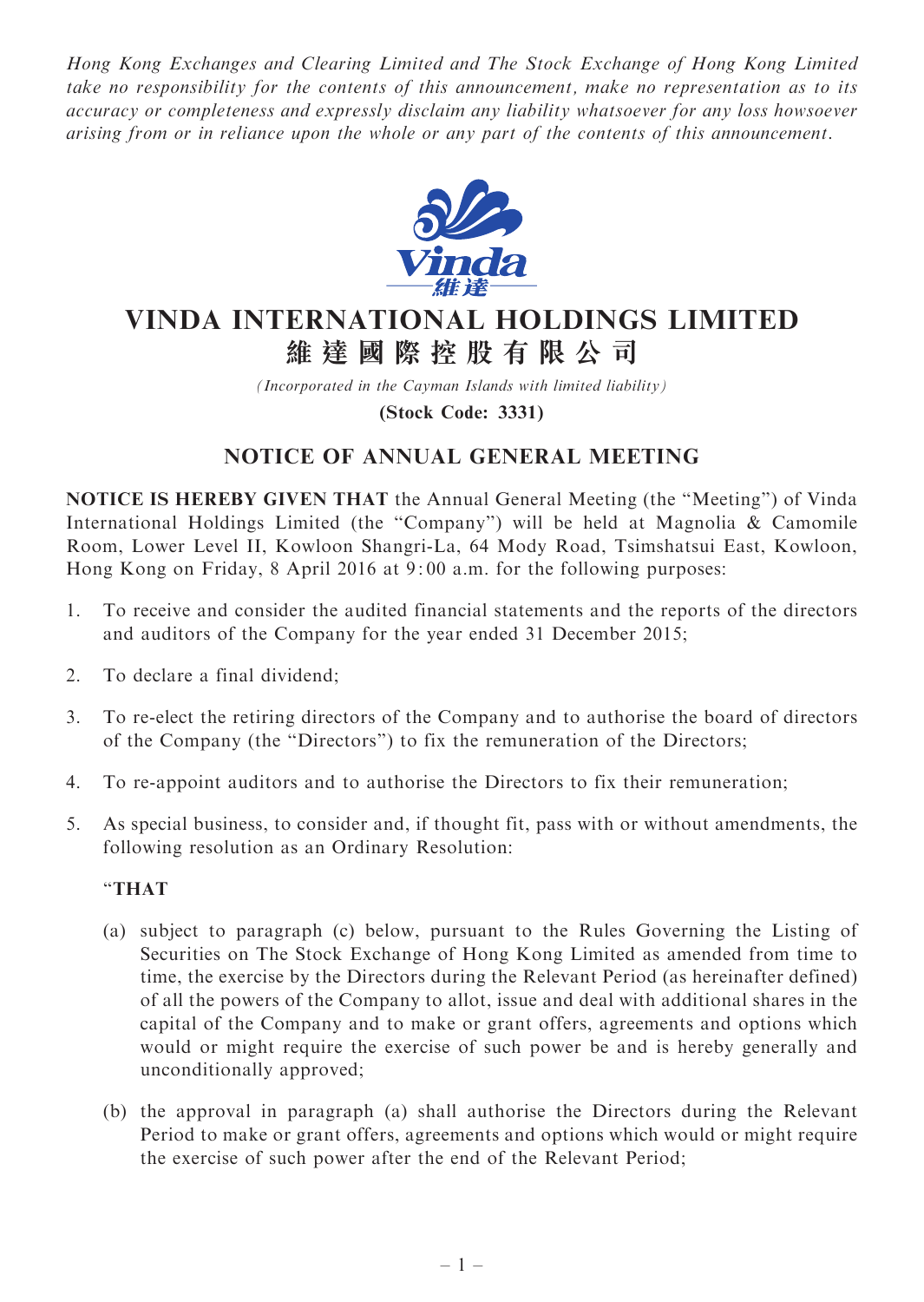*Hong Kong Exchanges and Clearing Limited and The Stock Exchange of Hong Kong Limited take no responsibility for the contents of this announcement, make no representation as to its accuracy or completeness and expressly disclaim any liability whatsoever for any loss howsoever arising from or in reliance upon the whole or any part of the contents of this announcement.*

# VINDA INTERNATIONAL HOLDINGS LIMITED
# 維 達 國 際 控 股 有 限 公 司

*(Incorporated in the Cayman Islands with limited liability)*

**(Stock Code: 3331)**

## NOTICE OF ANNUAL GENERAL MEETING

**NOTICE IS HEREBY GIVEN THAT** the Annual General Meeting (the "Meeting") of Vinda International Holdings Limited (the "Company") will be held at Magnolia & Camomile Room, Lower Level II, Kowloon Shangri-La, 64 Mody Road, Tsimshatsui East, Kowloon, Hong Kong on Friday, 8 April 2016 at 9:00 a.m. for the following purposes:

1. To receive and consider the audited financial statements and the reports of the directors and auditors of the Company for the year ended 31 December 2015;

2. To declare a final dividend;

3. To re-elect the retiring directors of the Company and to authorise the board of directors of the Company (the "Directors") to fix the remuneration of the Directors;

4. To re-appoint auditors and to authorise the Directors to fix their remuneration;

5. As special business, to consider and, if thought fit, pass with or without amendments, the following resolution as an Ordinary Resolution:

   "**THAT**

   (a) subject to paragraph (c) below, pursuant to the Rules Governing the Listing of Securities on The Stock Exchange of Hong Kong Limited as amended from time to time, the exercise by the Directors during the Relevant Period (as hereinafter defined) of all the powers of the Company to allot, issue and deal with additional shares in the capital of the Company and to make or grant offers, agreements and options which would or might require the exercise of such power be and is hereby generally and unconditionally approved;

   (b) the approval in paragraph (a) shall authorise the Directors during the Relevant Period to make or grant offers, agreements and options which would or might require the exercise of such power after the end of the Relevant Period;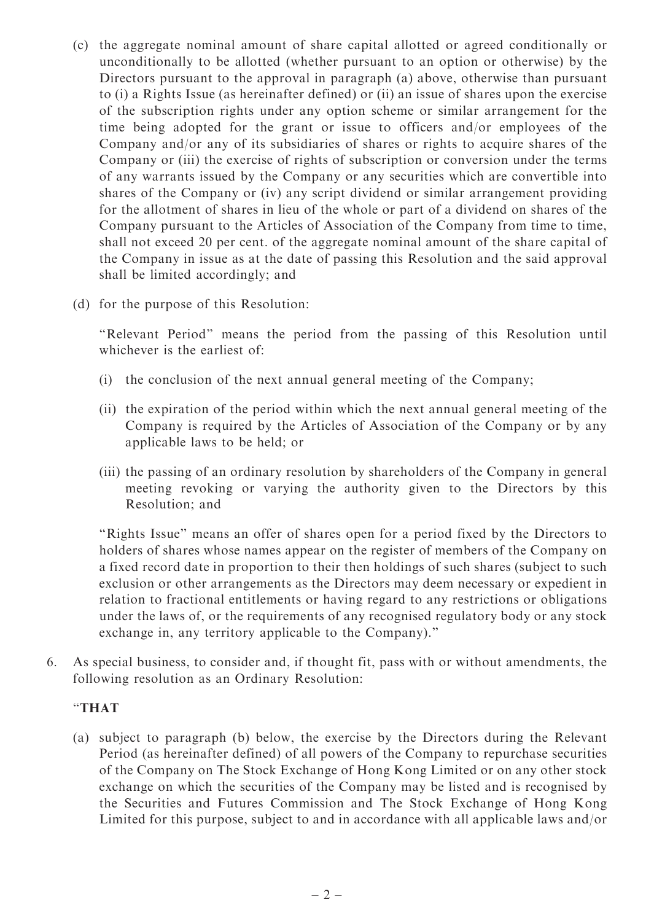(c) the aggregate nominal amount of share capital allotted or agreed conditionally or unconditionally to be allotted (whether pursuant to an option or otherwise) by the Directors pursuant to the approval in paragraph (a) above, otherwise than pursuant to (i) a Rights Issue (as hereinafter defined) or (ii) an issue of shares upon the exercise of the subscription rights under any option scheme or similar arrangement for the time being adopted for the grant or issue to officers and/or employees of the Company and/or any of its subsidiaries of shares or rights to acquire shares of the Company or (iii) the exercise of rights of subscription or conversion under the terms of any warrants issued by the Company or any securities which are convertible into shares of the Company or (iv) any script dividend or similar arrangement providing for the allotment of shares in lieu of the whole or part of a dividend on shares of the Company pursuant to the Articles of Association of the Company from time to time, shall not exceed 20 per cent. of the aggregate nominal amount of the share capital of the Company in issue as at the date of passing this Resolution and the said approval shall be limited accordingly; and

(d) for the purpose of this Resolution:

"Relevant Period" means the period from the passing of this Resolution until whichever is the earliest of:

(i) the conclusion of the next annual general meeting of the Company;

(ii) the expiration of the period within which the next annual general meeting of the Company is required by the Articles of Association of the Company or by any applicable laws to be held; or

(iii) the passing of an ordinary resolution by shareholders of the Company in general meeting revoking or varying the authority given to the Directors by this Resolution; and

"Rights Issue" means an offer of shares open for a period fixed by the Directors to holders of shares whose names appear on the register of members of the Company on a fixed record date in proportion to their then holdings of such shares (subject to such exclusion or other arrangements as the Directors may deem necessary or expedient in relation to fractional entitlements or having regard to any restrictions or obligations under the laws of, or the requirements of any recognised regulatory body or any stock exchange in, any territory applicable to the Company)."

6. As special business, to consider and, if thought fit, pass with or without amendments, the following resolution as an Ordinary Resolution:

"**THAT**

(a) subject to paragraph (b) below, the exercise by the Directors during the Relevant Period (as hereinafter defined) of all powers of the Company to repurchase securities of the Company on The Stock Exchange of Hong Kong Limited or on any other stock exchange on which the securities of the Company may be listed and is recognised by the Securities and Futures Commission and The Stock Exchange of Hong Kong Limited for this purpose, subject to and in accordance with all applicable laws and/or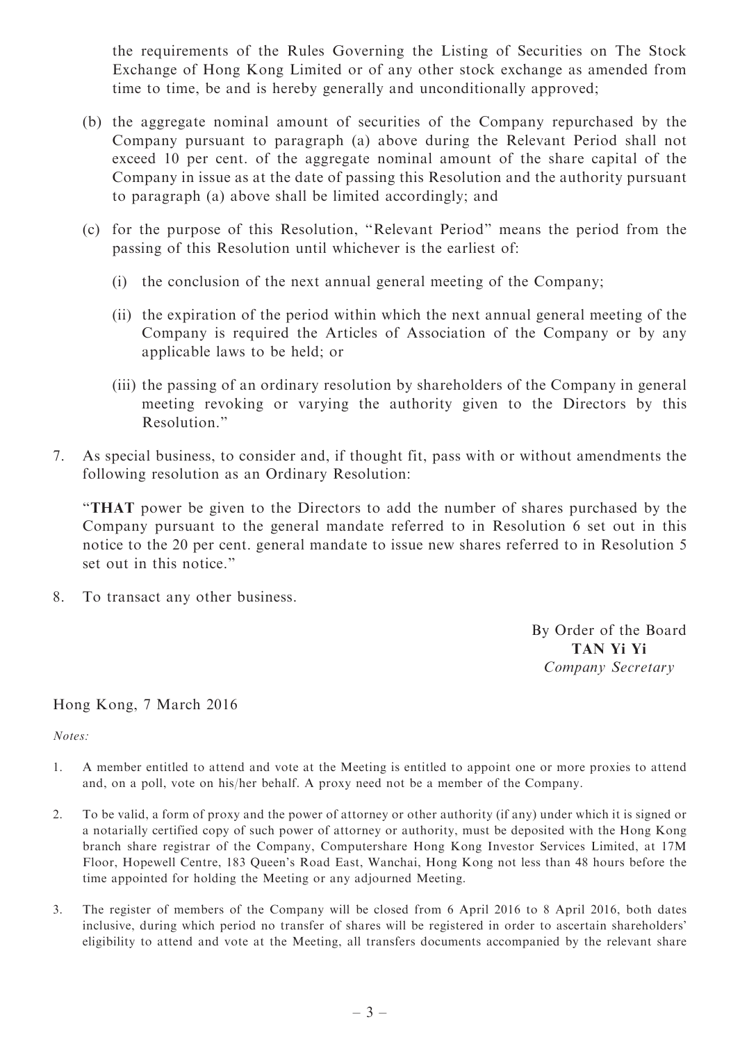the requirements of the Rules Governing the Listing of Securities on The Stock Exchange of Hong Kong Limited or of any other stock exchange as amended from time to time, be and is hereby generally and unconditionally approved;

(b) the aggregate nominal amount of securities of the Company repurchased by the Company pursuant to paragraph (a) above during the Relevant Period shall not exceed 10 per cent. of the aggregate nominal amount of the share capital of the Company in issue as at the date of passing this Resolution and the authority pursuant to paragraph (a) above shall be limited accordingly; and

(c) for the purpose of this Resolution, "Relevant Period" means the period from the passing of this Resolution until whichever is the earliest of:

   (i) the conclusion of the next annual general meeting of the Company;

   (ii) the expiration of the period within which the next annual general meeting of the Company is required the Articles of Association of the Company or by any applicable laws to be held; or

   (iii) the passing of an ordinary resolution by shareholders of the Company in general meeting revoking or varying the authority given to the Directors by this Resolution."

7. As special business, to consider and, if thought fit, pass with or without amendments the following resolution as an Ordinary Resolution:

   "**THAT** power be given to the Directors to add the number of shares purchased by the Company pursuant to the general mandate referred to in Resolution 6 set out in this notice to the 20 per cent. general mandate to issue new shares referred to in Resolution 5 set out in this notice."

8. To transact any other business.

By Order of the Board
**TAN Yi Yi**
*Company Secretary*

Hong Kong, 7 March 2016

*Notes:*

1. A member entitled to attend and vote at the Meeting is entitled to appoint one or more proxies to attend and, on a poll, vote on his/her behalf. A proxy need not be a member of the Company.

2. To be valid, a form of proxy and the power of attorney or other authority (if any) under which it is signed or a notarially certified copy of such power of attorney or authority, must be deposited with the Hong Kong branch share registrar of the Company, Computershare Hong Kong Investor Services Limited, at 17M Floor, Hopewell Centre, 183 Queen's Road East, Wanchai, Hong Kong not less than 48 hours before the time appointed for holding the Meeting or any adjourned Meeting.

3. The register of members of the Company will be closed from 6 April 2016 to 8 April 2016, both dates inclusive, during which period no transfer of shares will be registered in order to ascertain shareholders' eligibility to attend and vote at the Meeting, all transfers documents accompanied by the relevant share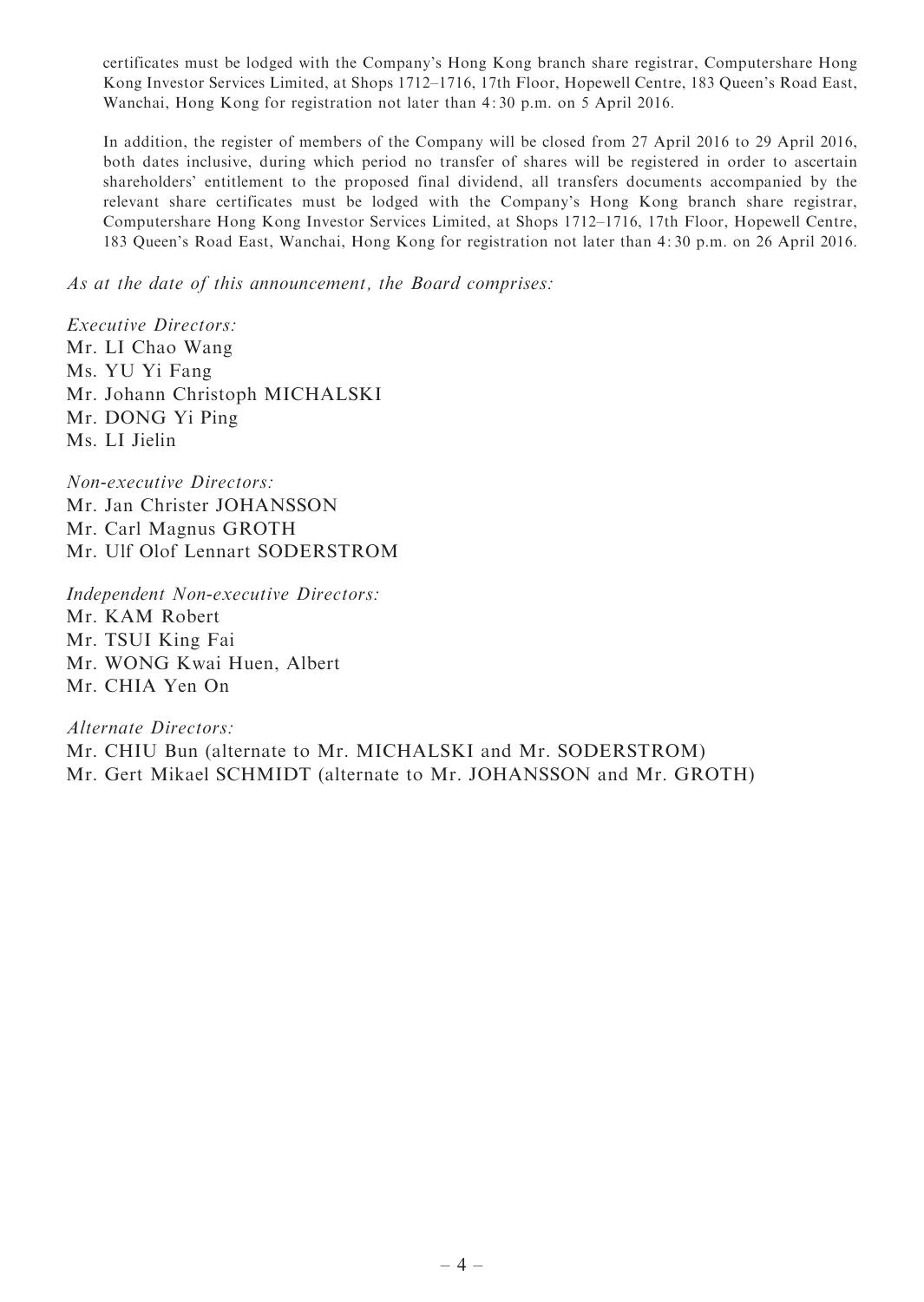certificates must be lodged with the Company's Hong Kong branch share registrar, Computershare Hong Kong Investor Services Limited, at Shops 1712–1716, 17th Floor, Hopewell Centre, 183 Queen's Road East, Wanchai, Hong Kong for registration not later than 4:30 p.m. on 5 April 2016.

In addition, the register of members of the Company will be closed from 27 April 2016 to 29 April 2016, both dates inclusive, during which period no transfer of shares will be registered in order to ascertain shareholders' entitlement to the proposed final dividend, all transfers documents accompanied by the relevant share certificates must be lodged with the Company's Hong Kong branch share registrar, Computershare Hong Kong Investor Services Limited, at Shops 1712–1716, 17th Floor, Hopewell Centre, 183 Queen's Road East, Wanchai, Hong Kong for registration not later than 4:30 p.m. on 26 April 2016.

*As at the date of this announcement, the Board comprises:*

*Executive Directors:*
Mr. LI Chao Wang
Ms. YU Yi Fang
Mr. Johann Christoph MICHALSKI
Mr. DONG Yi Ping
Ms. LI Jielin

*Non-executive Directors:*
Mr. Jan Christer JOHANSSON
Mr. Carl Magnus GROTH
Mr. Ulf Olof Lennart SODERSTROM

*Independent Non-executive Directors:*
Mr. KAM Robert
Mr. TSUI King Fai
Mr. WONG Kwai Huen, Albert
Mr. CHIA Yen On

*Alternate Directors:*
Mr. CHIU Bun (alternate to Mr. MICHALSKI and Mr. SODERSTROM)
Mr. Gert Mikael SCHMIDT (alternate to Mr. JOHANSSON and Mr. GROTH)